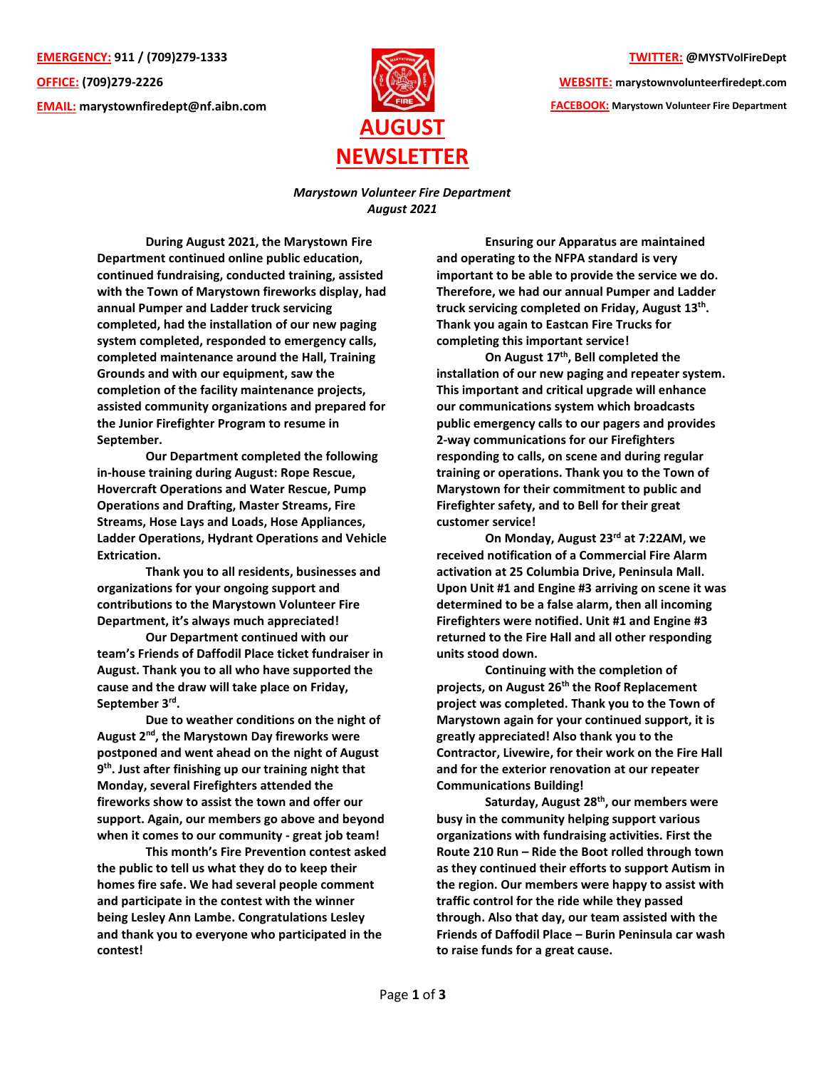**EMERGENCY:** 911 / (709)279-1333

**OFFICE:** (709)279-2226

**EMAIL:** marystownfiredept@nf.aibn.com

**TWITTER:** @MYSTVolFireDept

**WEBSITE:** marystownvolunteerfiredept.com

**FACEBOOK:** Marystown Volunteer Fire Department

# AUGUST NEWSLETTER

*Marystown Volunteer Fire Department*
*August 2021*

**During August 2021, the Marystown Fire Department continued online public education, continued fundraising, conducted training, assisted with the Town of Marystown fireworks display, had annual Pumper and Ladder truck servicing completed, had the installation of our new paging system completed, responded to emergency calls, completed maintenance around the Hall, Training Grounds and with our equipment, saw the completion of the facility maintenance projects, assisted community organizations and prepared for the Junior Firefighter Program to resume in September.**

**Our Department completed the following in-house training during August: Rope Rescue, Hovercraft Operations and Water Rescue, Pump Operations and Drafting, Master Streams, Fire Streams, Hose Lays and Loads, Hose Appliances, Ladder Operations, Hydrant Operations and Vehicle Extrication.**

**Thank you to all residents, businesses and organizations for your ongoing support and contributions to the Marystown Volunteer Fire Department, it's always much appreciated!**

**Our Department continued with our team's Friends of Daffodil Place ticket fundraiser in August. Thank you to all who have supported the cause and the draw will take place on Friday, September 3rd.**

**Due to weather conditions on the night of August 2nd, the Marystown Day fireworks were postponed and went ahead on the night of August 9th. Just after finishing up our training night that Monday, several Firefighters attended the fireworks show to assist the town and offer our support. Again, our members go above and beyond when it comes to our community - great job team!**

**This month's Fire Prevention contest asked the public to tell us what they do to keep their homes fire safe. We had several people comment and participate in the contest with the winner being Lesley Ann Lambe. Congratulations Lesley and thank you to everyone who participated in the contest!**

**Ensuring our Apparatus are maintained and operating to the NFPA standard is very important to be able to provide the service we do. Therefore, we had our annual Pumper and Ladder truck servicing completed on Friday, August 13th. Thank you again to Eastcan Fire Trucks for completing this important service!**

**On August 17th, Bell completed the installation of our new paging and repeater system. This important and critical upgrade will enhance our communications system which broadcasts public emergency calls to our pagers and provides 2-way communications for our Firefighters responding to calls, on scene and during regular training or operations. Thank you to the Town of Marystown for their commitment to public and Firefighter safety, and to Bell for their great customer service!**

**On Monday, August 23rd at 7:22AM, we received notification of a Commercial Fire Alarm activation at 25 Columbia Drive, Peninsula Mall. Upon Unit #1 and Engine #3 arriving on scene it was determined to be a false alarm, then all incoming Firefighters were notified. Unit #1 and Engine #3 returned to the Fire Hall and all other responding units stood down.**

**Continuing with the completion of projects, on August 26th the Roof Replacement project was completed. Thank you to the Town of Marystown again for your continued support, it is greatly appreciated! Also thank you to the Contractor, Livewire, for their work on the Fire Hall and for the exterior renovation at our repeater Communications Building!**

**Saturday, August 28th, our members were busy in the community helping support various organizations with fundraising activities. First the Route 210 Run – Ride the Boot rolled through town as they continued their efforts to support Autism in the region. Our members were happy to assist with traffic control for the ride while they passed through. Also that day, our team assisted with the Friends of Daffodil Place – Burin Peninsula car wash to raise funds for a great cause.**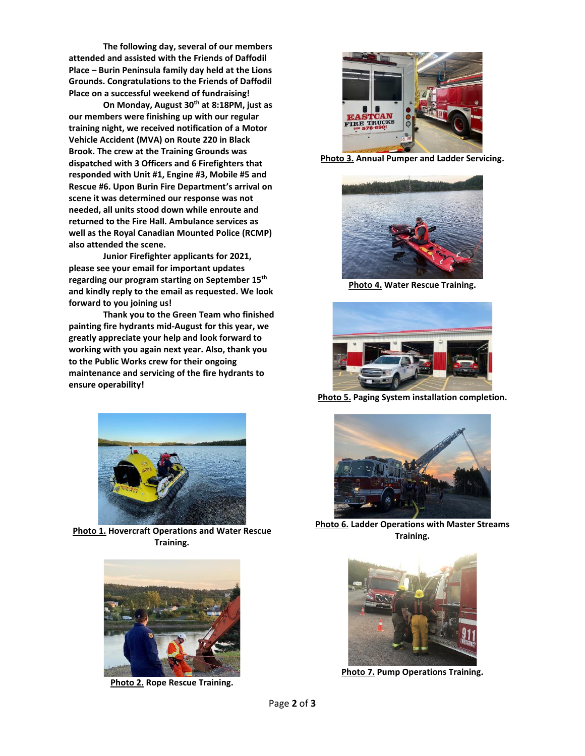**The following day, several of our members attended and assisted with the Friends of Daffodil Place – Burin Peninsula family day held at the Lions Grounds. Congratulations to the Friends of Daffodil Place on a successful weekend of fundraising!**

**On Monday, August 30th at 8:18PM, just as our members were finishing up with our regular training night, we received notification of a Motor Vehicle Accident (MVA) on Route 220 in Black Brook. The crew at the Training Grounds was dispatched with 3 Officers and 6 Firefighters that responded with Unit #1, Engine #3, Mobile #5 and Rescue #6. Upon Burin Fire Department's arrival on scene it was determined our response was not needed, all units stood down while enroute and returned to the Fire Hall. Ambulance services as well as the Royal Canadian Mounted Police (RCMP) also attended the scene.**

**Junior Firefighter applicants for 2021, please see your email for important updates regarding our program starting on September 15th and kindly reply to the email as requested. We look forward to you joining us!**

**Thank you to the Green Team who finished painting fire hydrants mid-August for this year, we greatly appreciate your help and look forward to working with you again next year. Also, thank you to the Public Works crew for their ongoing maintenance and servicing of the fire hydrants to ensure operability!**

**Photo 1. Hovercraft Operations and Water Rescue Training.**

**Photo 2. Rope Rescue Training.**

**Photo 3. Annual Pumper and Ladder Servicing.**

**Photo 4. Water Rescue Training.**

**Photo 5. Paging System installation completion.**

**Photo 6. Ladder Operations with Master Streams Training.**

**Photo 7. Pump Operations Training.**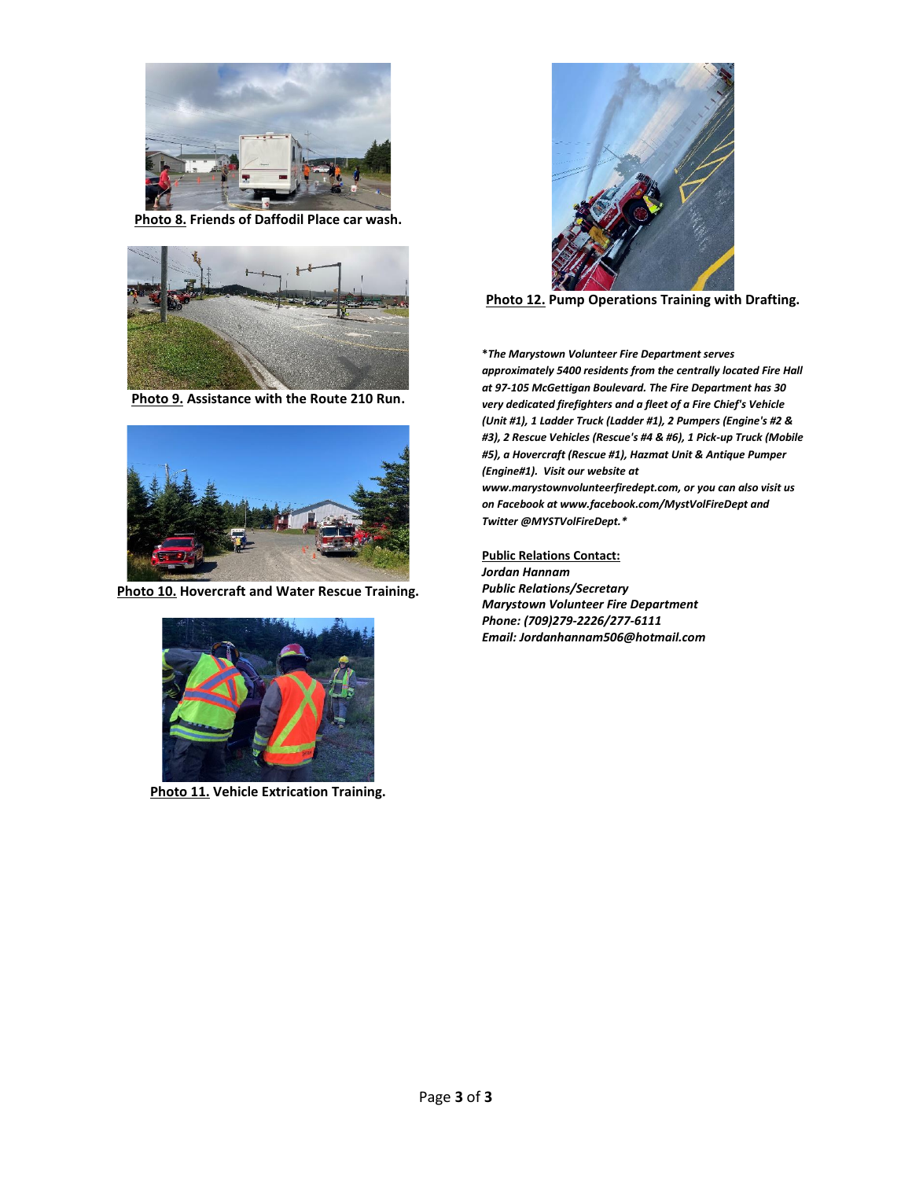**Photo 8.** Friends of Daffodil Place car wash.

**Photo 9.** Assistance with the Route 210 Run.

**Photo 10.** Hovercraft and Water Rescue Training.

**Photo 11.** Vehicle Extrication Training.

**Photo 12.** Pump Operations Training with Drafting.

***The Marystown Volunteer Fire Department serves approximately 5400 residents from the centrally located Fire Hall at 97-105 McGettigan Boulevard. The Fire Department has 30 very dedicated firefighters and a fleet of a Fire Chief's Vehicle (Unit #1), 1 Ladder Truck (Ladder #1), 2 Pumpers (Engine's #2 & #3), 2 Rescue Vehicles (Rescue's #4 & #6), 1 Pick-up Truck (Mobile #5), a Hovercraft (Rescue #1), Hazmat Unit & Antique Pumper (Engine#1). Visit our website at www.marystownvolunteerfiredept.com, or you can also visit us on Facebook at www.facebook.com/MystVolFireDept and Twitter @MYSTVolFireDept.***

**Public Relations Contact:**

***Jordan Hannam***
***Public Relations/Secretary***
***Marystown Volunteer Fire Department***
***Phone: (709)279-2226/277-6111***
***Email: Jordanhannam506@hotmail.com***